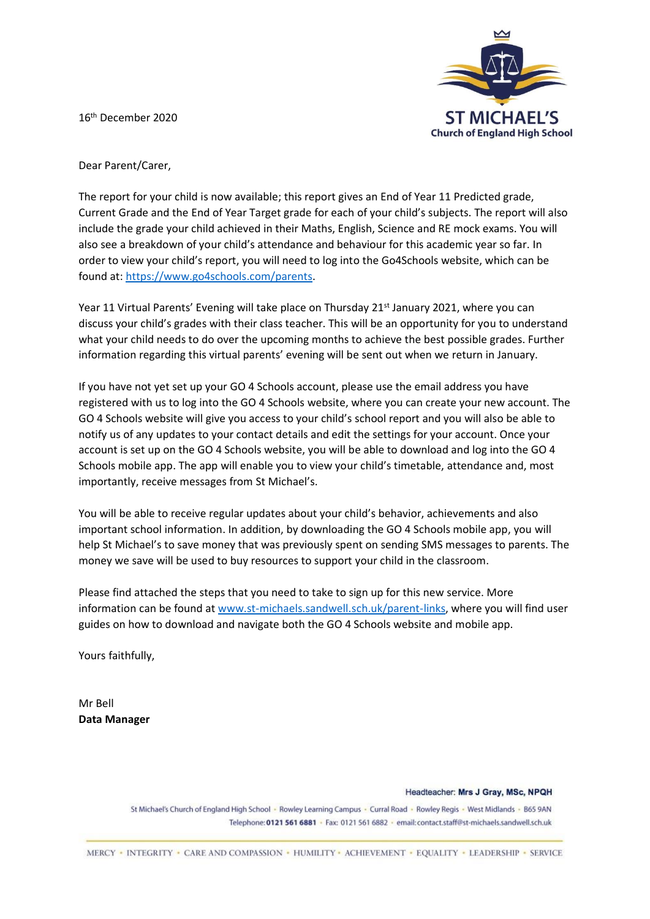**ST MICHAEL'S**
**Church of England High School**

16th December 2020

Dear Parent/Carer,

The report for your child is now available; this report gives an End of Year 11 Predicted grade, Current Grade and the End of Year Target grade for each of your child's subjects. The report will also include the grade your child achieved in their Maths, English, Science and RE mock exams. You will also see a breakdown of your child's attendance and behaviour for this academic year so far. In order to view your child's report, you will need to log into the Go4Schools website, which can be found at: https://www.go4schools.com/parents.

Year 11 Virtual Parents' Evening will take place on Thursday 21st January 2021, where you can discuss your child's grades with their class teacher. This will be an opportunity for you to understand what your child needs to do over the upcoming months to achieve the best possible grades. Further information regarding this virtual parents' evening will be sent out when we return in January.

If you have not yet set up your GO 4 Schools account, please use the email address you have registered with us to log into the GO 4 Schools website, where you can create your new account. The GO 4 Schools website will give you access to your child's school report and you will also be able to notify us of any updates to your contact details and edit the settings for your account. Once your account is set up on the GO 4 Schools website, you will be able to download and log into the GO 4 Schools mobile app. The app will enable you to view your child's timetable, attendance and, most importantly, receive messages from St Michael's.

You will be able to receive regular updates about your child's behavior, achievements and also important school information. In addition, by downloading the GO 4 Schools mobile app, you will help St Michael's to save money that was previously spent on sending SMS messages to parents. The money we save will be used to buy resources to support your child in the classroom.

Please find attached the steps that you need to take to sign up for this new service. More information can be found at www.st-michaels.sandwell.sch.uk/parent-links, where you will find user guides on how to download and navigate both the GO 4 Schools website and mobile app.

Yours faithfully,

Mr Bell
**Data Manager**

Headteacher: **Mrs J Gray, MSc, NPQH**

St Michael's Church of England High School • Rowley Learning Campus • Curral Road • Rowley Regis • West Midlands • B65 9AN
Telephone: **0121 561 6881** • Fax: 0121 561 6882 • email: contact.staff@st-michaels.sandwell.sch.uk

MERCY • INTEGRITY • CARE AND COMPASSION • HUMILITY • ACHIEVEMENT • EQUALITY • LEADERSHIP • SERVICE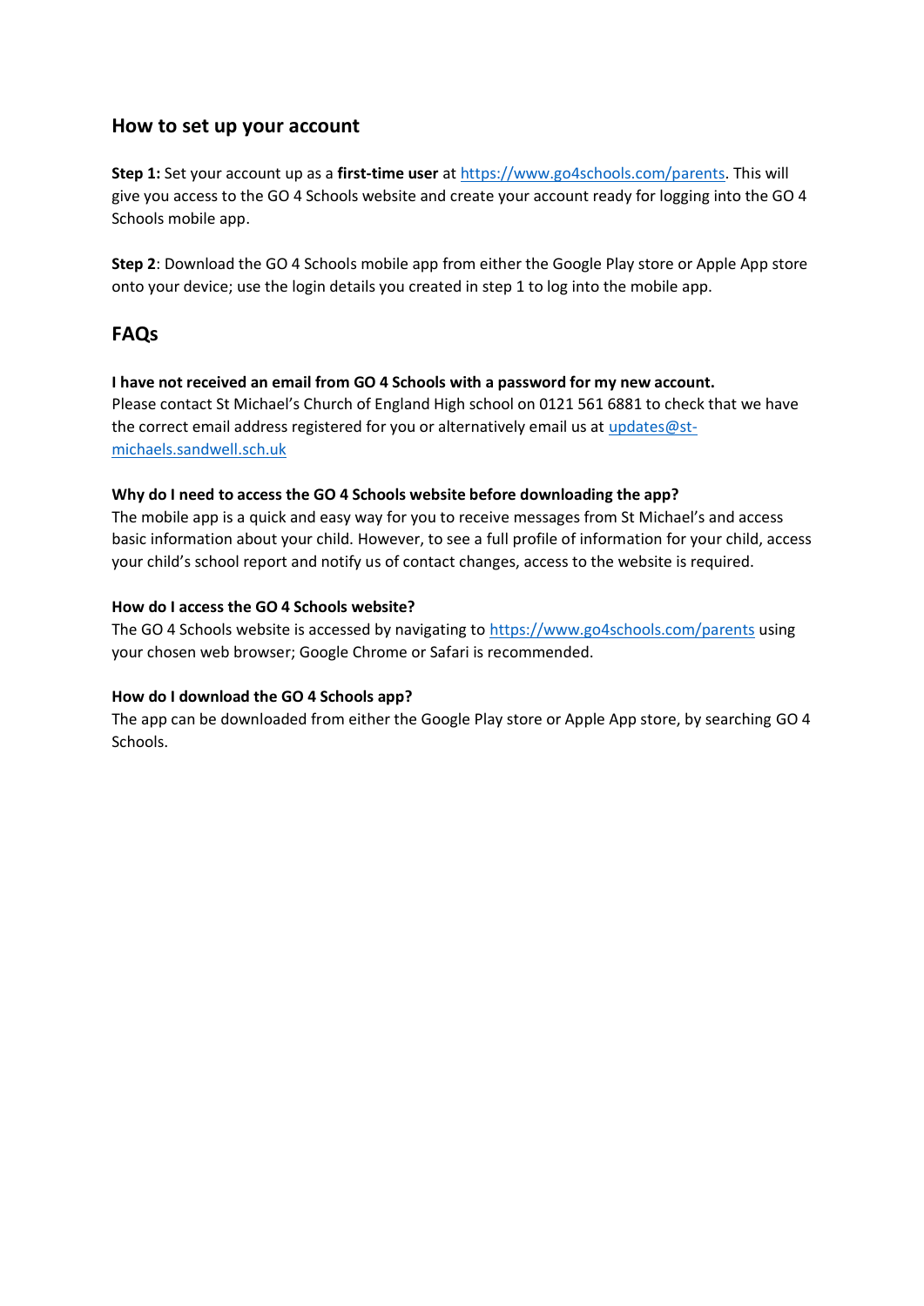## How to set up your account

**Step 1:** Set your account up as a **first-time user** at [https://www.go4schools.com/parents](https://www.go4schools.com/parents). This will give you access to the GO 4 Schools website and create your account ready for logging into the GO 4 Schools mobile app.

**Step 2**: Download the GO 4 Schools mobile app from either the Google Play store or Apple App store onto your device; use the login details you created in step 1 to log into the mobile app.

## FAQs

**I have not received an email from GO 4 Schools with a password for my new account.**
Please contact St Michael's Church of England High school on 0121 561 6881 to check that we have the correct email address registered for you or alternatively email us at [updates@st-michaels.sandwell.sch.uk](mailto:updates@st-michaels.sandwell.sch.uk)

**Why do I need to access the GO 4 Schools website before downloading the app?**
The mobile app is a quick and easy way for you to receive messages from St Michael's and access basic information about your child. However, to see a full profile of information for your child, access your child's school report and notify us of contact changes, access to the website is required.

**How do I access the GO 4 Schools website?**
The GO 4 Schools website is accessed by navigating to [https://www.go4schools.com/parents](https://www.go4schools.com/parents) using your chosen web browser; Google Chrome or Safari is recommended.

**How do I download the GO 4 Schools app?**
The app can be downloaded from either the Google Play store or Apple App store, by searching GO 4 Schools.